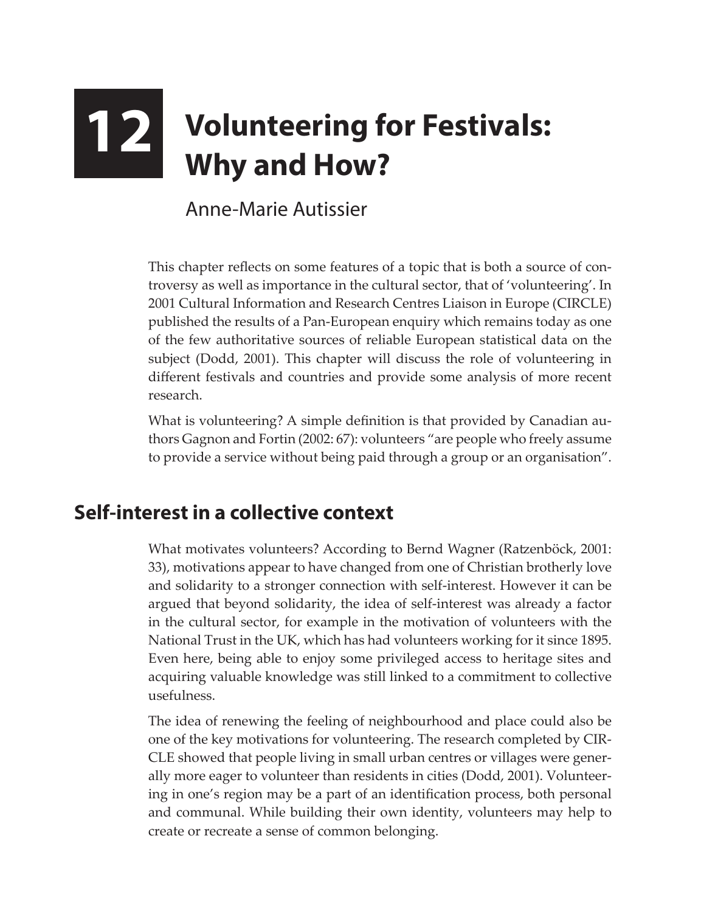# 12 Volunteering for Festivals: Why and How?

Anne-Marie Autissier

This chapter reflects on some features of a topic that is both a source of controversy as well as importance in the cultural sector, that of 'volunteering'. In 2001 Cultural Information and Research Centres Liaison in Europe (CIRCLE) published the results of a Pan-European enquiry which remains today as one of the few authoritative sources of reliable European statistical data on the subject (Dodd, 2001). This chapter will discuss the role of volunteering in different festivals and countries and provide some analysis of more recent research.

What is volunteering? A simple definition is that provided by Canadian authors Gagnon and Fortin (2002: 67): volunteers "are people who freely assume to provide a service without being paid through a group or an organisation".

## Self-interest in a collective context

What motivates volunteers? According to Bernd Wagner (Ratzenböck, 2001: 33), motivations appear to have changed from one of Christian brotherly love and solidarity to a stronger connection with self-interest. However it can be argued that beyond solidarity, the idea of self-interest was already a factor in the cultural sector, for example in the motivation of volunteers with the National Trust in the UK, which has had volunteers working for it since 1895. Even here, being able to enjoy some privileged access to heritage sites and acquiring valuable knowledge was still linked to a commitment to collective usefulness.

The idea of renewing the feeling of neighbourhood and place could also be one of the key motivations for volunteering. The research completed by CIRCLE showed that people living in small urban centres or villages were generally more eager to volunteer than residents in cities (Dodd, 2001). Volunteering in one's region may be a part of an identification process, both personal and communal. While building their own identity, volunteers may help to create or recreate a sense of common belonging.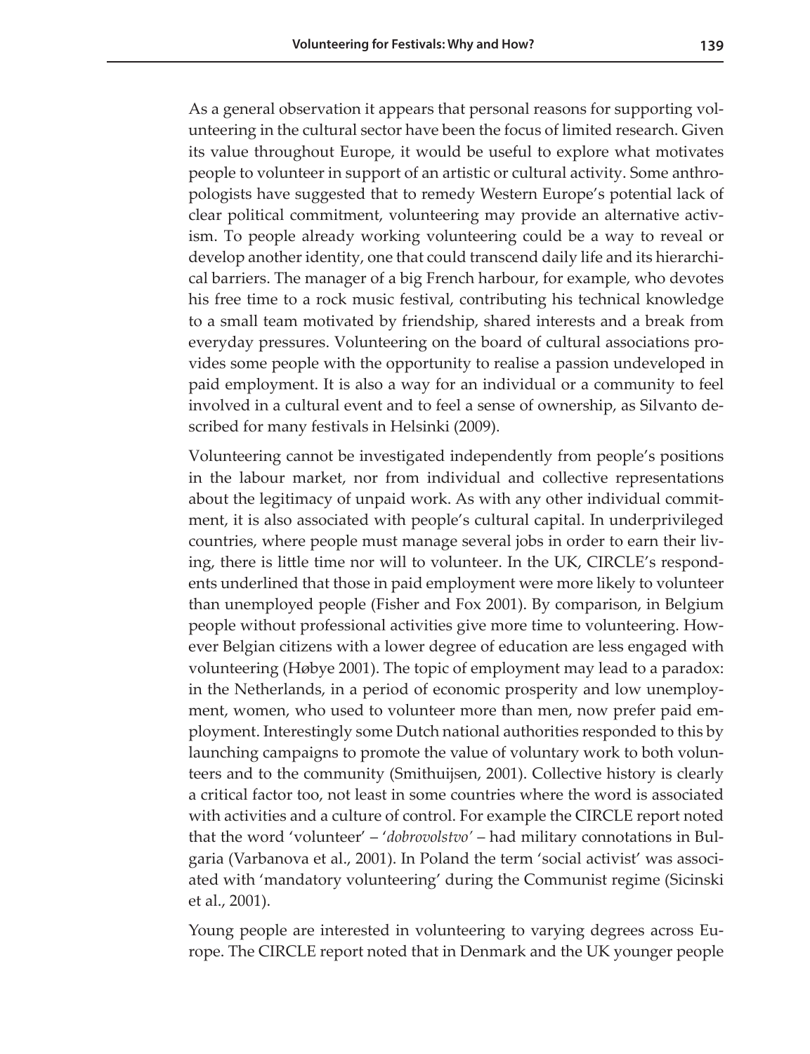As a general observation it appears that personal reasons for supporting volunteering in the cultural sector have been the focus of limited research. Given its value throughout Europe, it would be useful to explore what motivates people to volunteer in support of an artistic or cultural activity. Some anthropologists have suggested that to remedy Western Europe's potential lack of clear political commitment, volunteering may provide an alternative activism. To people already working volunteering could be a way to reveal or develop another identity, one that could transcend daily life and its hierarchical barriers. The manager of a big French harbour, for example, who devotes his free time to a rock music festival, contributing his technical knowledge to a small team motivated by friendship, shared interests and a break from everyday pressures. Volunteering on the board of cultural associations provides some people with the opportunity to realise a passion undeveloped in paid employment. It is also a way for an individual or a community to feel involved in a cultural event and to feel a sense of ownership, as Silvanto described for many festivals in Helsinki (2009).

Volunteering cannot be investigated independently from people's positions in the labour market, nor from individual and collective representations about the legitimacy of unpaid work. As with any other individual commitment, it is also associated with people's cultural capital. In underprivileged countries, where people must manage several jobs in order to earn their living, there is little time nor will to volunteer. In the UK, CIRCLE's respondents underlined that those in paid employment were more likely to volunteer than unemployed people (Fisher and Fox 2001). By comparison, in Belgium people without professional activities give more time to volunteering. However Belgian citizens with a lower degree of education are less engaged with volunteering (Høbye 2001). The topic of employment may lead to a paradox: in the Netherlands, in a period of economic prosperity and low unemployment, women, who used to volunteer more than men, now prefer paid employment. Interestingly some Dutch national authorities responded to this by launching campaigns to promote the value of voluntary work to both volunteers and to the community (Smithuijsen, 2001). Collective history is clearly a critical factor too, not least in some countries where the word is associated with activities and a culture of control. For example the CIRCLE report noted that the word 'volunteer' – '*dobrovolstvo'* – had military connotations in Bulgaria (Varbanova et al., 2001). In Poland the term 'social activist' was associated with 'mandatory volunteering' during the Communist regime (Sicinski et al., 2001).

Young people are interested in volunteering to varying degrees across Europe. The CIRCLE report noted that in Denmark and the UK younger people